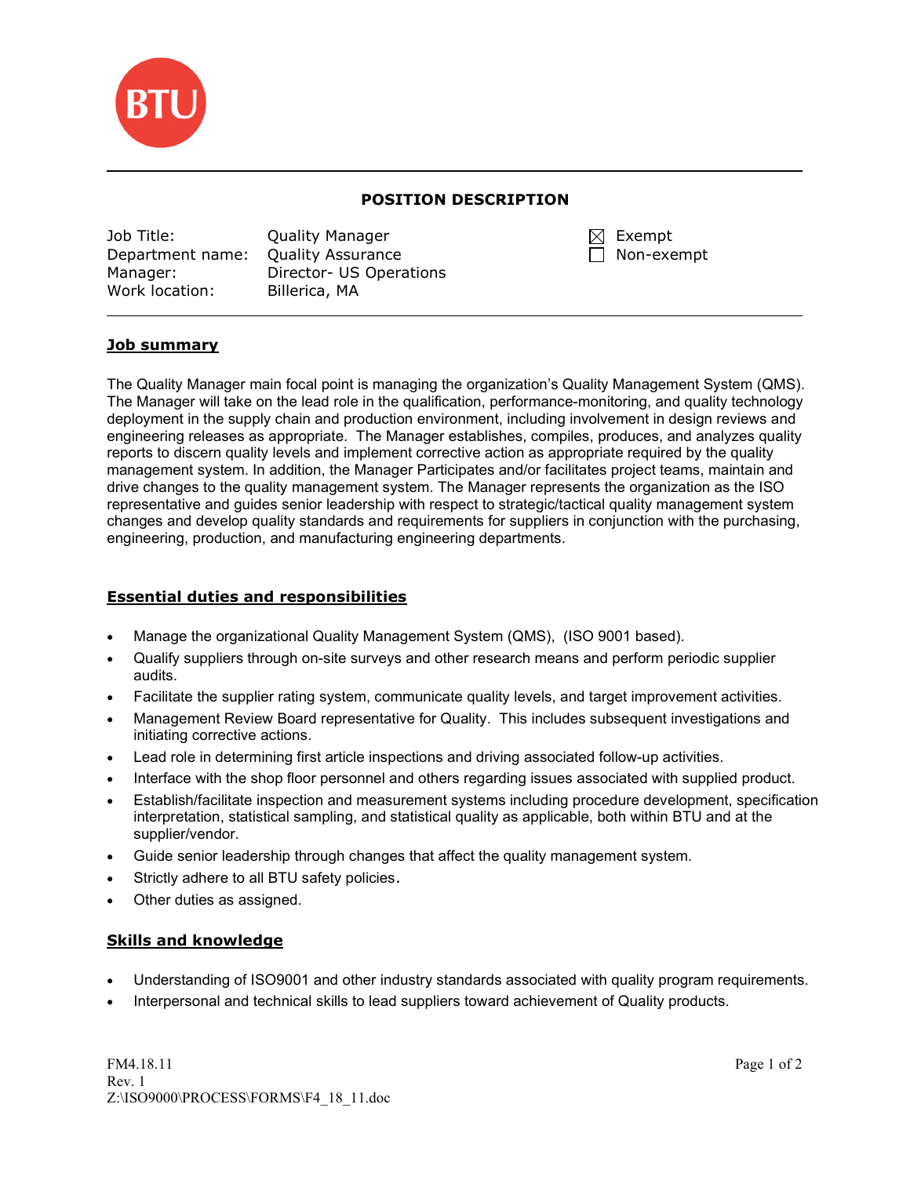BTU

# POSITION DESCRIPTION

| | | | |
|---|---|---|---|
| Job Title: | Quality Manager | ☒ | Exempt |
| Department name: | Quality Assurance | ☐ | Non-exempt |
| Manager: | Director- US Operations | | |
| Work location: | Billerica, MA | | |

## Job summary

The Quality Manager main focal point is managing the organization's Quality Management System (QMS). The Manager will take on the lead role in the qualification, performance-monitoring, and quality technology deployment in the supply chain and production environment, including involvement in design reviews and engineering releases as appropriate. The Manager establishes, compiles, produces, and analyzes quality reports to discern quality levels and implement corrective action as appropriate required by the quality management system. In addition, the Manager Participates and/or facilitates project teams, maintain and drive changes to the quality management system. The Manager represents the organization as the ISO representative and guides senior leadership with respect to strategic/tactical quality management system changes and develop quality standards and requirements for suppliers in conjunction with the purchasing, engineering, production, and manufacturing engineering departments.

## Essential duties and responsibilities

- Manage the organizational Quality Management System (QMS), (ISO 9001 based).
- Qualify suppliers through on-site surveys and other research means and perform periodic supplier audits.
- Facilitate the supplier rating system, communicate quality levels, and target improvement activities.
- Management Review Board representative for Quality. This includes subsequent investigations and initiating corrective actions.
- Lead role in determining first article inspections and driving associated follow-up activities.
- Interface with the shop floor personnel and others regarding issues associated with supplied product.
- Establish/facilitate inspection and measurement systems including procedure development, specification interpretation, statistical sampling, and statistical quality as applicable, both within BTU and at the supplier/vendor.
- Guide senior leadership through changes that affect the quality management system.
- Strictly adhere to all BTU safety policies.
- Other duties as assigned.

## Skills and knowledge

- Understanding of ISO9001 and other industry standards associated with quality program requirements.
- Interpersonal and technical skills to lead suppliers toward achievement of Quality products.

FM4.18.11
Rev. 1
Z:\ISO9000\PROCESS\FORMS\F4_18_11.doc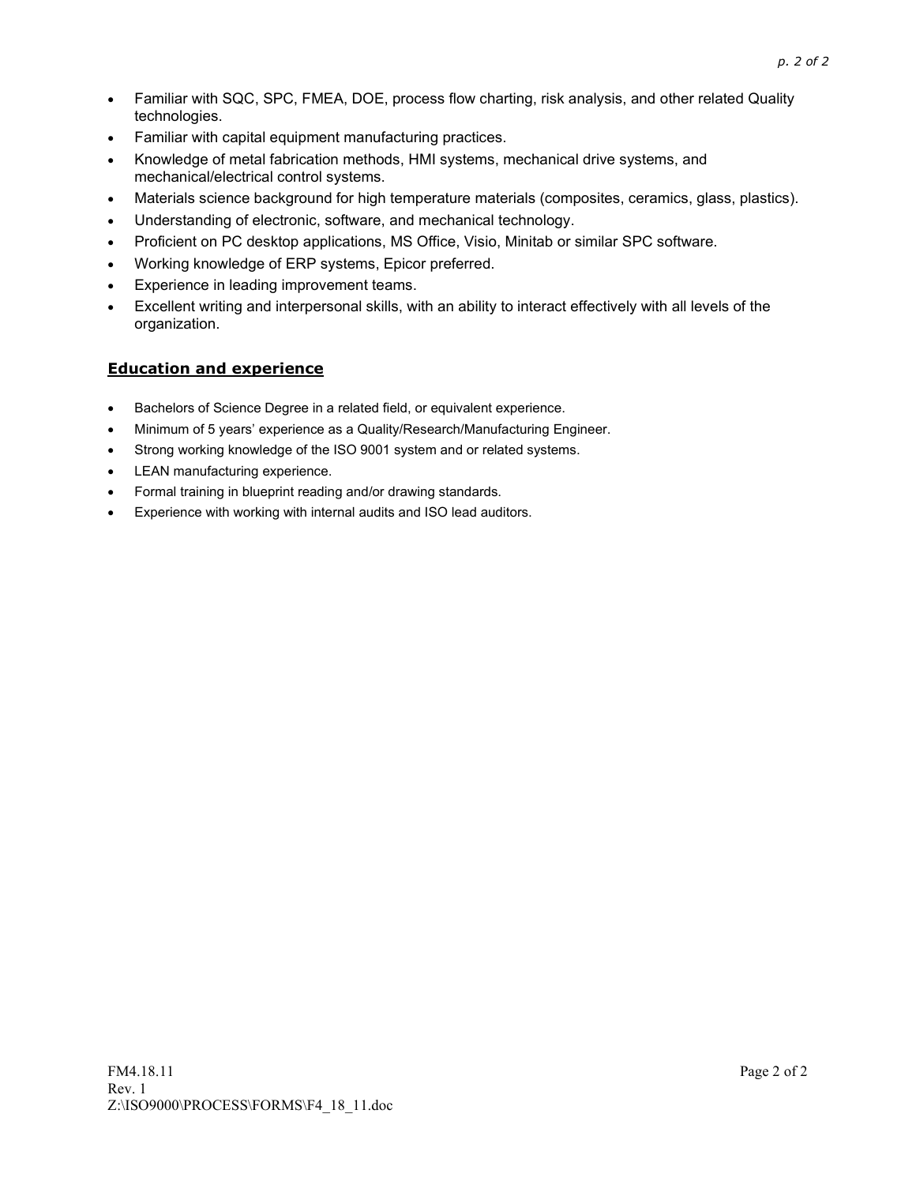- Familiar with SQC, SPC, FMEA, DOE, process flow charting, risk analysis, and other related Quality technologies.
- Familiar with capital equipment manufacturing practices.
- Knowledge of metal fabrication methods, HMI systems, mechanical drive systems, and mechanical/electrical control systems.
- Materials science background for high temperature materials (composites, ceramics, glass, plastics).
- Understanding of electronic, software, and mechanical technology.
- Proficient on PC desktop applications, MS Office, Visio, Minitab or similar SPC software.
- Working knowledge of ERP systems, Epicor preferred.
- Experience in leading improvement teams.
- Excellent writing and interpersonal skills, with an ability to interact effectively with all levels of the organization.

## Education and experience

- Bachelors of Science Degree in a related field, or equivalent experience.
- Minimum of 5 years' experience as a Quality/Research/Manufacturing Engineer.
- Strong working knowledge of the ISO 9001 system and or related systems.
- LEAN manufacturing experience.
- Formal training in blueprint reading and/or drawing standards.
- Experience with working with internal audits and ISO lead auditors.

FM4.18.11
Rev. 1
Z:\ISO9000\PROCESS\FORMS\F4_18_11.doc